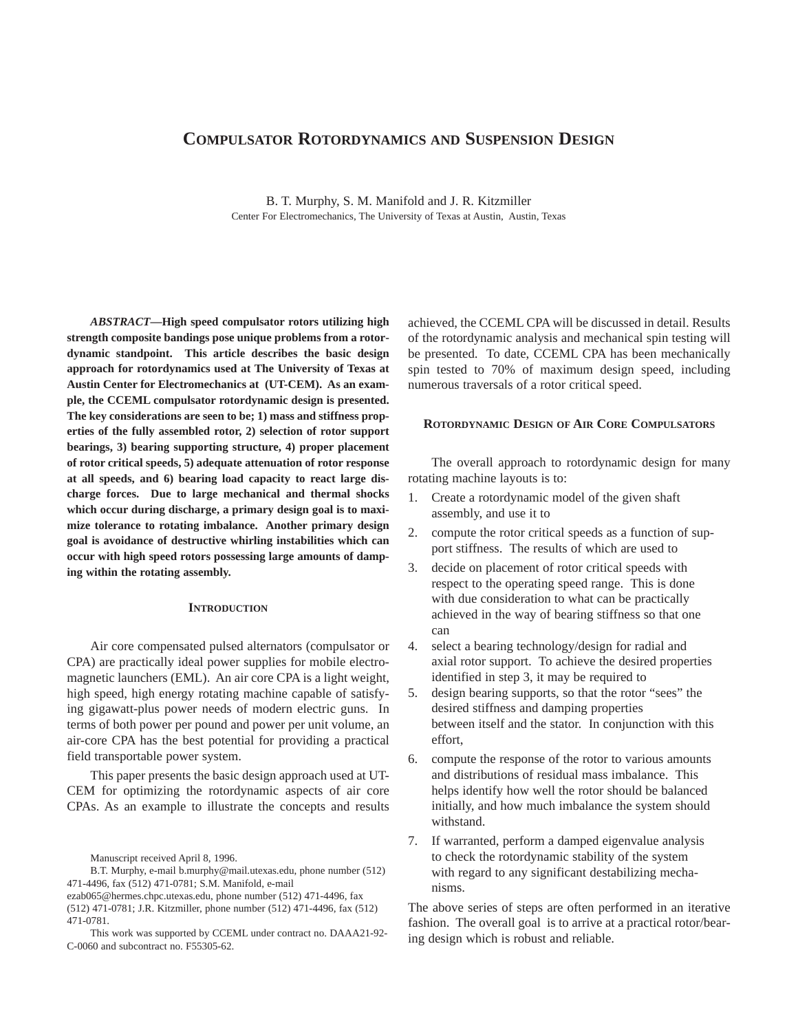# COMPULSATOR ROTORDYNAMICS AND SUSPENSION DESIGN

B. T. Murphy, S. M. Manifold and J. R. Kitzmiller

Center For Electromechanics, The University of Texas at Austin, Austin, Texas

***ABSTRACT*—High speed compulsator rotors utilizing high strength composite bandings pose unique problems from a rotordynamic standpoint. This article describes the basic design approach for rotordynamics used at The University of Texas at Austin Center for Electromechanics at (UT-CEM). As an example, the CCEML compulsator rotordynamic design is presented. The key considerations are seen to be; 1) mass and stiffness properties of the fully assembled rotor, 2) selection of rotor support bearings, 3) bearing supporting structure, 4) proper placement of rotor critical speeds, 5) adequate attenuation of rotor response at all speeds, and 6) bearing load capacity to react large discharge forces. Due to large mechanical and thermal shocks which occur during discharge, a primary design goal is to maximize tolerance to rotating imbalance. Another primary design goal is avoidance of destructive whirling instabilities which can occur with high speed rotors possessing large amounts of damping within the rotating assembly.**

## INTRODUCTION

Air core compensated pulsed alternators (compulsator or CPA) are practically ideal power supplies for mobile electromagnetic launchers (EML). An air core CPA is a light weight, high speed, high energy rotating machine capable of satisfying gigawatt-plus power needs of modern electric guns. In terms of both power per pound and power per unit volume, an air-core CPA has the best potential for providing a practical field transportable power system.

This paper presents the basic design approach used at UT-CEM for optimizing the rotordynamic aspects of air core CPAs. As an example to illustrate the concepts and results achieved, the CCEML CPA will be discussed in detail. Results of the rotordynamic analysis and mechanical spin testing will be presented. To date, CCEML CPA has been mechanically spin tested to 70% of maximum design speed, including numerous traversals of a rotor critical speed.

Manuscript received April 8, 1996.

B.T. Murphy, e-mail b.murphy@mail.utexas.edu, phone number (512) 471-4496, fax (512) 471-0781; S.M. Manifold, e-mail ezab065@hermes.chpc.utexas.edu, phone number (512) 471-4496, fax (512) 471-0781; J.R. Kitzmiller, phone number (512) 471-4496, fax (512) 471-0781.

This work was supported by CCEML under contract no. DAAA21-92-C-0060 and subcontract no. F55305-62.

## ROTORDYNAMIC DESIGN OF AIR CORE COMPULSATORS

The overall approach to rotordynamic design for many rotating machine layouts is to:

1. Create a rotordynamic model of the given shaft assembly, and use it to
2. compute the rotor critical speeds as a function of support stiffness. The results of which are used to
3. decide on placement of rotor critical speeds with respect to the operating speed range. This is done with due consideration to what can be practically achieved in the way of bearing stiffness so that one can
4. select a bearing technology/design for radial and axial rotor support. To achieve the desired properties identified in step 3, it may be required to
5. design bearing supports, so that the rotor "sees" the desired stiffness and damping properties between itself and the stator. In conjunction with this effort,
6. compute the response of the rotor to various amounts and distributions of residual mass imbalance. This helps identify how well the rotor should be balanced initially, and how much imbalance the system should withstand.
7. If warranted, perform a damped eigenvalue analysis to check the rotordynamic stability of the system with regard to any significant destabilizing mechanisms.

The above series of steps are often performed in an iterative fashion. The overall goal is to arrive at a practical rotor/bearing design which is robust and reliable.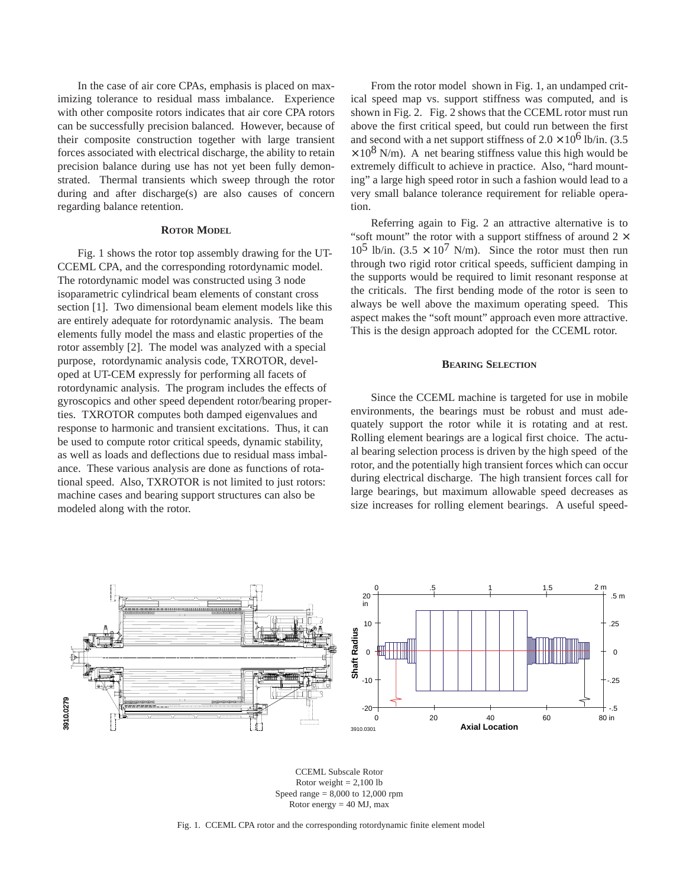In the case of air core CPAs, emphasis is placed on maximizing tolerance to residual mass imbalance. Experience with other composite rotors indicates that air core CPA rotors can be successfully precision balanced. However, because of their composite construction together with large transient forces associated with electrical discharge, the ability to retain precision balance during use has not yet been fully demonstrated. Thermal transients which sweep through the rotor during and after discharge(s) are also causes of concern regarding balance retention.

## ROTOR MODEL

Fig. 1 shows the rotor top assembly drawing for the UT-CCEML CPA, and the corresponding rotordynamic model. The rotordynamic model was constructed using 3 node isoparametric cylindrical beam elements of constant cross section [1]. Two dimensional beam element models like this are entirely adequate for rotordynamic analysis. The beam elements fully model the mass and elastic properties of the rotor assembly [2]. The model was analyzed with a special purpose, rotordynamic analysis code, TXROTOR, developed at UT-CEM expressly for performing all facets of rotordynamic analysis. The program includes the effects of gyroscopics and other speed dependent rotor/bearing properties. TXROTOR computes both damped eigenvalues and response to harmonic and transient excitations. Thus, it can be used to compute rotor critical speeds, dynamic stability, as well as loads and deflections due to residual mass imbalance. These various analysis are done as functions of rotational speed. Also, TXROTOR is not limited to just rotors: machine cases and bearing support structures can also be modeled along with the rotor.

From the rotor model shown in Fig. 1, an undamped critical speed map vs. support stiffness was computed, and is shown in Fig. 2. Fig. 2 shows that the CCEML rotor must run above the first critical speed, but could run between the first and second with a net support stiffness of $2.0 \times 10^6$ lb/in. ($3.5 \times 10^8$ N/m). A net bearing stiffness value this high would be extremely difficult to achieve in practice. Also, "hard mounting" a large high speed rotor in such a fashion would lead to a very small balance tolerance requirement for reliable operation.

Referring again to Fig. 2 an attractive alternative is to "soft mount" the rotor with a support stiffness of around $2 \times 10^5$ lb/in. ($3.5 \times 10^7$ N/m). Since the rotor must then run through two rigid rotor critical speeds, sufficient damping in the supports would be required to limit resonant response at the criticals. The first bending mode of the rotor is seen to always be well above the maximum operating speed. This aspect makes the "soft mount" approach even more attractive. This is the design approach adopted for the CCEML rotor.

## BEARING SELECTION

Since the CCEML machine is targeted for use in mobile environments, the bearings must be robust and must adequately support the rotor while it is rotating and at rest. Rolling element bearings are a logical first choice. The actual bearing selection process is driven by the high speed of the rotor, and the potentially high transient forces which can occur during electrical discharge. The high transient forces call for large bearings, but maximum allowable speed decreases as size increases for rolling element bearings. A useful speed-

3910.0279

0
.5
1
1.5
2 m
20
in
.5 m
10
.25
Shaft Radius
0
0
-10
-.25
-20
-.5
0
20
40
60
80 in
Axial Location
3910.0301

CCEML Subscale Rotor
Rotor weight = 2,100 lb
Speed range = 8,000 to 12,000 rpm
Rotor energy = 40 MJ, max

Fig. 1. CCEML CPA rotor and the corresponding rotordynamic finite element model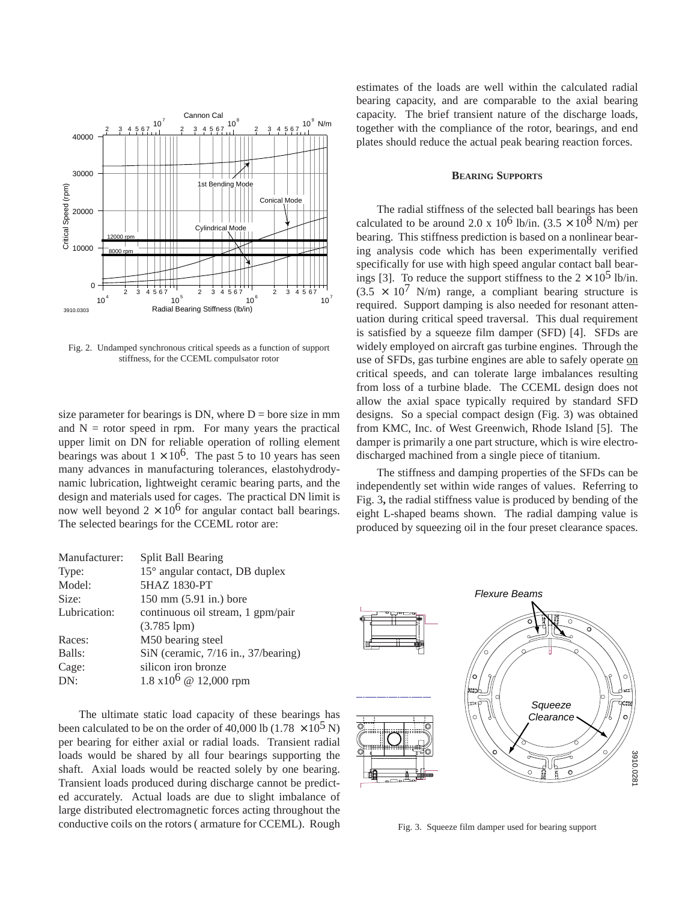Cannon Cal

$10^7$ $10^8$ $10^9$ N/m

40000

30000

20000

10000

0

Critical Speed (rpm)

1st Bending Mode

Conical Mode

Cylindrical Mode

12000 rpm

8000 rpm

$10^4$ $10^5$ $10^6$ $10^7$

Radial Bearing Stiffness (lb/in)

3910.0303

Fig. 2. Undamped synchronous critical speeds as a function of support stiffness, for the CCEML compulsator rotor

size parameter for bearings is DN, where D = bore size in mm and N = rotor speed in rpm. For many years the practical upper limit on DN for reliable operation of rolling element bearings was about $1 \times 10^6$. The past 5 to 10 years has seen many advances in manufacturing tolerances, elastohydrodynamic lubrication, lightweight ceramic bearing parts, and the design and materials used for cages. The practical DN limit is now well beyond $2 \times 10^6$ for angular contact ball bearings. The selected bearings for the CCEML rotor are:

| | |
|---|---|
| Manufacturer: | Split Ball Bearing |
| Type: | 15° angular contact, DB duplex |
| Model: | 5HAZ 1830-PT |
| Size: | 150 mm (5.91 in.) bore |
| Lubrication: | continuous oil stream, 1 gpm/pair (3.785 lpm) |
| Races: | M50 bearing steel |
| Balls: | SiN (ceramic, 7/16 in., 37/bearing) |
| Cage: | silicon iron bronze |
| DN: | $1.8 \times 10^6$ @ 12,000 rpm |

The ultimate static load capacity of these bearings has been calculated to be on the order of 40,000 lb ($1.78 \times 10^5$ N) per bearing for either axial or radial loads. Transient radial loads would be shared by all four bearings supporting the shaft. Axial loads would be reacted solely by one bearing. Transient loads produced during discharge cannot be predicted accurately. Actual loads are due to slight imbalance of large distributed electromagnetic forces acting throughout the conductive coils on the rotors ( armature for CCEML). Rough estimates of the loads are well within the calculated radial bearing capacity, and are comparable to the axial bearing capacity. The brief transient nature of the discharge loads, together with the compliance of the rotor, bearings, and end plates should reduce the actual peak bearing reaction forces.

## BEARING SUPPORTS

The radial stiffness of the selected ball bearings has been calculated to be around $2.0 \times 10^6$ lb/in. ($3.5 \times 10^8$ N/m) per bearing. This stiffness prediction is based on a nonlinear bearing analysis code which has been experimentally verified specifically for use with high speed angular contact ball bearings [3]. To reduce the support stiffness to the $2 \times 10^5$ lb/in. ($3.5 \times 10^7$ N/m) range, a compliant bearing structure is required. Support damping is also needed for resonant attenuation during critical speed traversal. This dual requirement is satisfied by a squeeze film damper (SFD) [4]. SFDs are widely employed on aircraft gas turbine engines. Through the use of SFDs, gas turbine engines are able to safely operate on critical speeds, and can tolerate large imbalances resulting from loss of a turbine blade. The CCEML design does not allow the axial space typically required by standard SFD designs. So a special compact design (Fig. 3) was obtained from KMC, Inc. of West Greenwich, Rhode Island [5]. The damper is primarily a one part structure, which is wire electro-discharged machined from a single piece of titanium.

The stiffness and damping properties of the SFDs can be independently set within wide ranges of values. Referring to Fig. 3, the radial stiffness value is produced by bending of the eight L-shaped beams shown. The radial damping value is produced by squeezing oil in the four preset clearance spaces.

*Flexure Beams*

*Squeeze Clearance*

3910.0281

Fig. 3. Squeeze film damper used for bearing support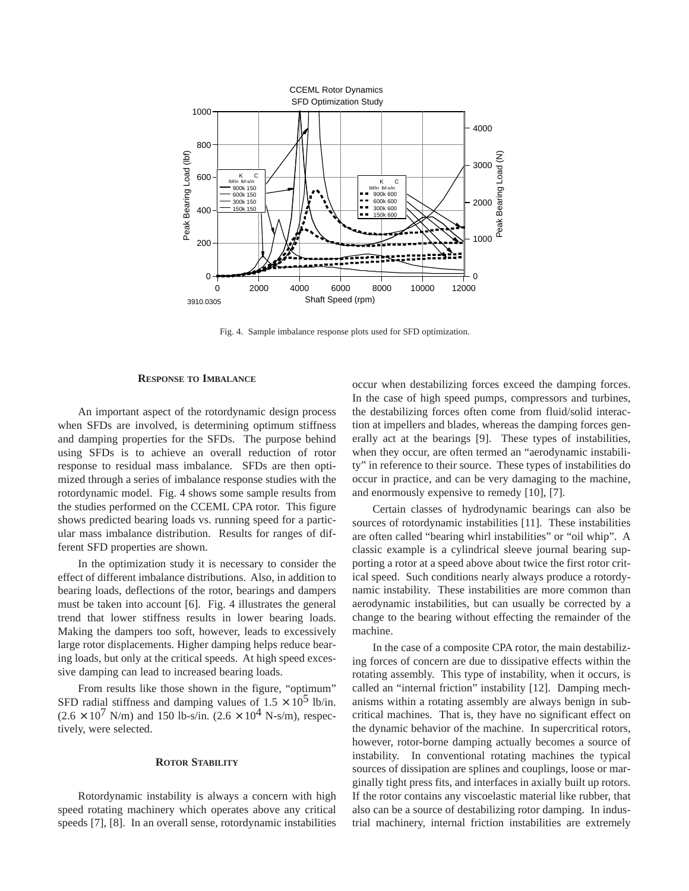CCEML Rotor Dynamics
SFD Optimization Study

Peak Bearing Load (lbf)

Peak Bearing Load (N)

Shaft Speed (rpm)

K C
lbf/in lbf-s/in
900k 150
600k 150
300k 150
150k 150

K C
lbf/in lbf-s/in
900k 600
600k 600
300k 600
150k 600

3910.0305

Fig. 4. Sample imbalance response plots used for SFD optimization.

## Response to Imbalance

An important aspect of the rotordynamic design process when SFDs are involved, is determining optimum stiffness and damping properties for the SFDs. The purpose behind using SFDs is to achieve an overall reduction of rotor response to residual mass imbalance. SFDs are then optimized through a series of imbalance response studies with the rotordynamic model. Fig. 4 shows some sample results from the studies performed on the CCEML CPA rotor. This figure shows predicted bearing loads vs. running speed for a particular mass imbalance distribution. Results for ranges of different SFD properties are shown.

In the optimization study it is necessary to consider the effect of different imbalance distributions. Also, in addition to bearing loads, deflections of the rotor, bearings and dampers must be taken into account [6]. Fig. 4 illustrates the general trend that lower stiffness results in lower bearing loads. Making the dampers too soft, however, leads to excessively large rotor displacements. Higher damping helps reduce bearing loads, but only at the critical speeds. At high speed excessive damping can lead to increased bearing loads.

From results like those shown in the figure, "optimum" SFD radial stiffness and damping values of $1.5 \times 10^5$ lb/in. ($2.6 \times 10^7$ N/m) and 150 lb-s/in. ($2.6 \times 10^4$ N-s/m), respectively, were selected.

## Rotor Stability

Rotordynamic instability is always a concern with high speed rotating machinery which operates above any critical speeds [7], [8]. In an overall sense, rotordynamic instabilities occur when destabilizing forces exceed the damping forces. In the case of high speed pumps, compressors and turbines, the destabilizing forces often come from fluid/solid interaction at impellers and blades, whereas the damping forces generally act at the bearings [9]. These types of instabilities, when they occur, are often termed an "aerodynamic instability" in reference to their source. These types of instabilities do occur in practice, and can be very damaging to the machine, and enormously expensive to remedy [10], [7].

Certain classes of hydrodynamic bearings can also be sources of rotordynamic instabilities [11]. These instabilities are often called "bearing whirl instabilities" or "oil whip". A classic example is a cylindrical sleeve journal bearing supporting a rotor at a speed above about twice the first rotor critical speed. Such conditions nearly always produce a rotordynamic instability. These instabilities are more common than aerodynamic instabilities, but can usually be corrected by a change to the bearing without effecting the remainder of the machine.

In the case of a composite CPA rotor, the main destabilizing forces of concern are due to dissipative effects within the rotating assembly. This type of instability, when it occurs, is called an "internal friction" instability [12]. Damping mechanisms within a rotating assembly are always benign in subcritical machines. That is, they have no significant effect on the dynamic behavior of the machine. In supercritical rotors, however, rotor-borne damping actually becomes a source of instability. In conventional rotating machines the typical sources of dissipation are splines and couplings, loose or marginally tight press fits, and interfaces in axially built up rotors. If the rotor contains any viscoelastic material like rubber, that also can be a source of destabilizing rotor damping. In industrial machinery, internal friction instabilities are extremely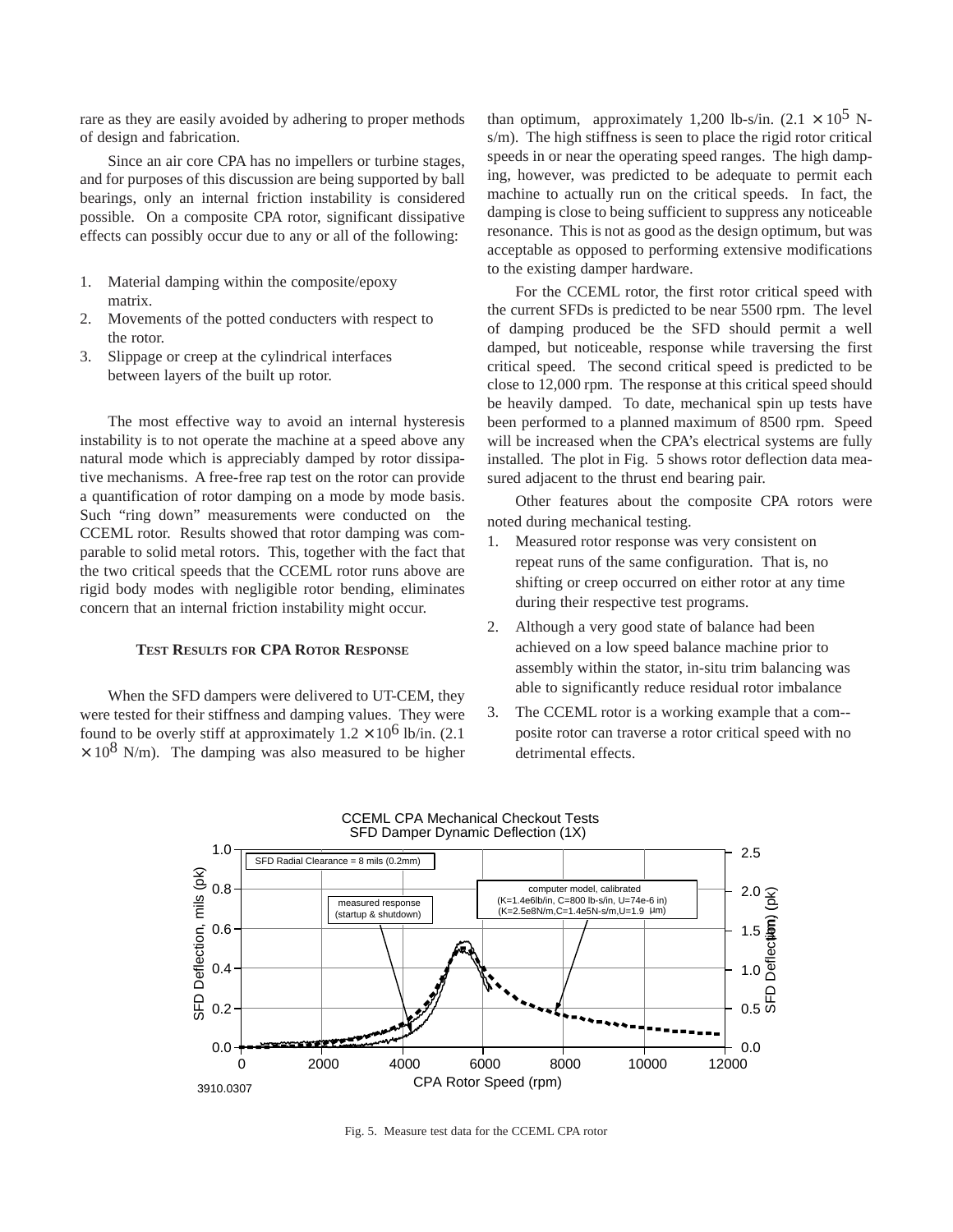rare as they are easily avoided by adhering to proper methods of design and fabrication.

Since an air core CPA has no impellers or turbine stages, and for purposes of this discussion are being supported by ball bearings, only an internal friction instability is considered possible. On a composite CPA rotor, significant dissipative effects can possibly occur due to any or all of the following:

1. Material damping within the composite/epoxy matrix.
2. Movements of the potted conducters with respect to the rotor.
3. Slippage or creep at the cylindrical interfaces between layers of the built up rotor.

The most effective way to avoid an internal hysteresis instability is to not operate the machine at a speed above any natural mode which is appreciably damped by rotor dissipative mechanisms. A free-free rap test on the rotor can provide a quantification of rotor damping on a mode by mode basis. Such "ring down" measurements were conducted on the CCEML rotor. Results showed that rotor damping was comparable to solid metal rotors. This, together with the fact that the two critical speeds that the CCEML rotor runs above are rigid body modes with negligible rotor bending, eliminates concern that an internal friction instability might occur.

## Test Results for CPA Rotor Response

When the SFD dampers were delivered to UT-CEM, they were tested for their stiffness and damping values. They were found to be overly stiff at approximately $1.2 \times 10^6$ lb/in. ($2.1 \times 10^8$ N/m). The damping was also measured to be higher than optimum, approximately 1,200 lb-s/in. ($2.1 \times 10^5$ N-s/m). The high stiffness is seen to place the rigid rotor critical speeds in or near the operating speed ranges. The high damping, however, was predicted to be adequate to permit each machine to actually run on the critical speeds. In fact, the damping is close to being sufficient to suppress any noticeable resonance. This is not as good as the design optimum, but was acceptable as opposed to performing extensive modifications to the existing damper hardware.

For the CCEML rotor, the first rotor critical speed with the current SFDs is predicted to be near 5500 rpm. The level of damping produced be the SFD should permit a well damped, but noticeable, response while traversing the first critical speed. The second critical speed is predicted to be close to 12,000 rpm. The response at this critical speed should be heavily damped. To date, mechanical spin up tests have been performed to a planned maximum of 8500 rpm. Speed will be increased when the CPA's electrical systems are fully installed. The plot in Fig. 5 shows rotor deflection data measured adjacent to the thrust end bearing pair.

Other features about the composite CPA rotors were noted during mechanical testing.

1. Measured rotor response was very consistent on repeat runs of the same configuration. That is, no shifting or creep occurred on either rotor at any time during their respective test programs.
2. Although a very good state of balance had been achieved on a low speed balance machine prior to assembly within the stator, in-situ trim balancing was able to significantly reduce residual rotor imbalance
3. The CCEML rotor is a working example that a com--posite rotor can traverse a rotor critical speed with no detrimental effects.

CCEML CPA Mechanical Checkout Tests
SFD Damper Dynamic Deflection (1X)

SFD Radial Clearance = 8 mils (0.2mm)

measured response (startup & shutdown)

computer model, calibrated (K=1.4e6lb/in, C=800 lb-s/in, U=74e-6 in) (K=2.5e8N/m,C=1.4e5N-s/m,U=1.9 μm)

SFD Deflection, mils (pk)

SFD Deflection (μm) (pk)

CPA Rotor Speed (rpm)

3910.0307

Fig. 5. Measure test data for the CCEML CPA rotor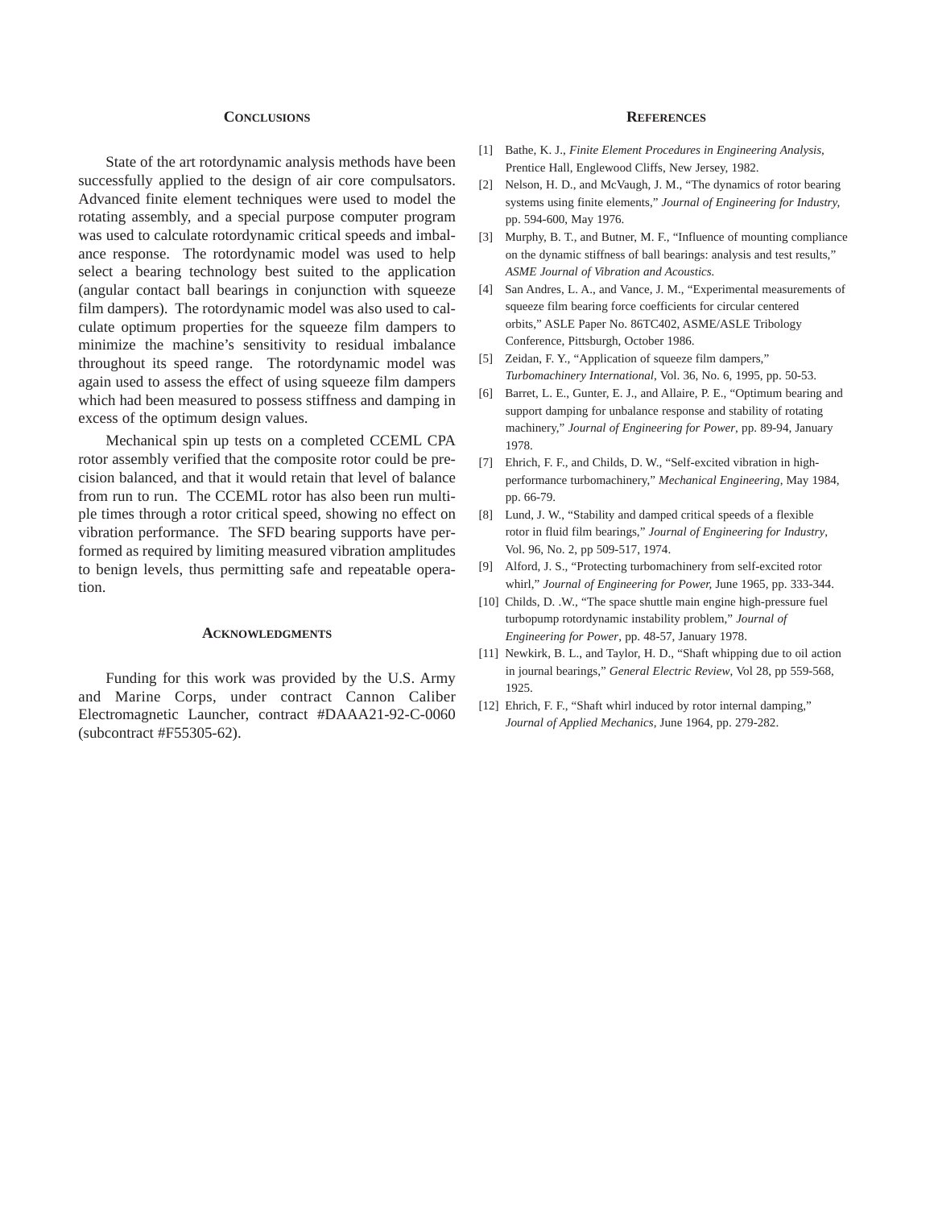## Conclusions

State of the art rotordynamic analysis methods have been successfully applied to the design of air core compulsators. Advanced finite element techniques were used to model the rotating assembly, and a special purpose computer program was used to calculate rotordynamic critical speeds and imbalance response. The rotordynamic model was used to help select a bearing technology best suited to the application (angular contact ball bearings in conjunction with squeeze film dampers). The rotordynamic model was also used to calculate optimum properties for the squeeze film dampers to minimize the machine's sensitivity to residual imbalance throughout its speed range. The rotordynamic model was again used to assess the effect of using squeeze film dampers which had been measured to possess stiffness and damping in excess of the optimum design values.

Mechanical spin up tests on a completed CCEML CPA rotor assembly verified that the composite rotor could be precision balanced, and that it would retain that level of balance from run to run. The CCEML rotor has also been run multiple times through a rotor critical speed, showing no effect on vibration performance. The SFD bearing supports have performed as required by limiting measured vibration amplitudes to benign levels, thus permitting safe and repeatable operation.

## Acknowledgments

Funding for this work was provided by the U.S. Army and Marine Corps, under contract Cannon Caliber Electromagnetic Launcher, contract #DAAA21-92-C-0060 (subcontract #F55305-62).

## References

[1] Bathe, K. J., *Finite Element Procedures in Engineering Analysis*, Prentice Hall, Englewood Cliffs, New Jersey, 1982.

[2] Nelson, H. D., and McVaugh, J. M., "The dynamics of rotor bearing systems using finite elements," *Journal of Engineering for Industry*, pp. 594-600, May 1976.

[3] Murphy, B. T., and Butner, M. F., "Influence of mounting compliance on the dynamic stiffness of ball bearings: analysis and test results," *ASME Journal of Vibration and Acoustics*.

[4] San Andres, L. A., and Vance, J. M., "Experimental measurements of squeeze film bearing force coefficients for circular centered orbits," ASLE Paper No. 86TC402, ASME/ASLE Tribology Conference, Pittsburgh, October 1986.

[5] Zeidan, F. Y., "Application of squeeze film dampers," *Turbomachinery International*, Vol. 36, No. 6, 1995, pp. 50-53.

[6] Barret, L. E., Gunter, E. J., and Allaire, P. E., "Optimum bearing and support damping for unbalance response and stability of rotating machinery," *Journal of Engineering for Power*, pp. 89-94, January 1978.

[7] Ehrich, F. F., and Childs, D. W., "Self-excited vibration in high-performance turbomachinery," *Mechanical Engineering*, May 1984, pp. 66-79.

[8] Lund, J. W., "Stability and damped critical speeds of a flexible rotor in fluid film bearings," *Journal of Engineering for Industry*, Vol. 96, No. 2, pp 509-517, 1974.

[9] Alford, J. S., "Protecting turbomachinery from self-excited rotor whirl," *Journal of Engineering for Power,* June 1965, pp. 333-344.

[10] Childs, D. .W., "The space shuttle main engine high-pressure fuel turbopump rotordynamic instability problem," *Journal of Engineering for Power*, pp. 48-57, January 1978.

[11] Newkirk, B. L., and Taylor, H. D., "Shaft whipping due to oil action in journal bearings," *General Electric Review*, Vol 28, pp 559-568, 1925.

[12] Ehrich, F. F., "Shaft whirl induced by rotor internal damping," *Journal of Applied Mechanics*, June 1964, pp. 279-282.